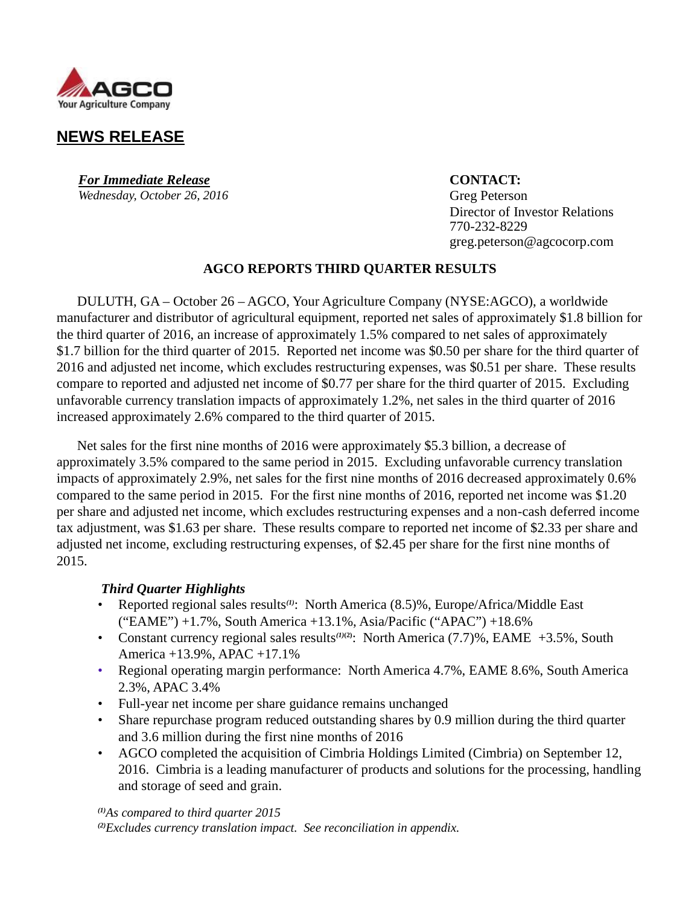AGCO
Your Agriculture Company

## NEWS RELEASE

***For Immediate Release***
*Wednesday, October 26, 2016*

**CONTACT:**
Greg Peterson
Director of Investor Relations
770-232-8229
greg.peterson@agcocorp.com

### AGCO REPORTS THIRD QUARTER RESULTS

DULUTH, GA – October 26 – AGCO, Your Agriculture Company (NYSE:AGCO), a worldwide manufacturer and distributor of agricultural equipment, reported net sales of approximately $1.8 billion for the third quarter of 2016, an increase of approximately 1.5% compared to net sales of approximately $1.7 billion for the third quarter of 2015. Reported net income was $0.50 per share for the third quarter of 2016 and adjusted net income, which excludes restructuring expenses, was $0.51 per share. These results compare to reported and adjusted net income of $0.77 per share for the third quarter of 2015. Excluding unfavorable currency translation impacts of approximately 1.2%, net sales in the third quarter of 2016 increased approximately 2.6% compared to the third quarter of 2015.

Net sales for the first nine months of 2016 were approximately $5.3 billion, a decrease of approximately 3.5% compared to the same period in 2015. Excluding unfavorable currency translation impacts of approximately 2.9%, net sales for the first nine months of 2016 decreased approximately 0.6% compared to the same period in 2015. For the first nine months of 2016, reported net income was $1.20 per share and adjusted net income, which excludes restructuring expenses and a non-cash deferred income tax adjustment, was $1.63 per share. These results compare to reported net income of $2.33 per share and adjusted net income, excluding restructuring expenses, of $2.45 per share for the first nine months of 2015.

***Third Quarter Highlights***

- Reported regional sales results[(1)]: North America (8.5)%, Europe/Africa/Middle East ("EAME") +1.7%, South America +13.1%, Asia/Pacific ("APAC") +18.6%
- Constant currency regional sales results[(1)(2)]: North America (7.7)%, EAME +3.5%, South America +13.9%, APAC +17.1%
- Regional operating margin performance: North America 4.7%, EAME 8.6%, South America 2.3%, APAC 3.4%
- Full-year net income per share guidance remains unchanged
- Share repurchase program reduced outstanding shares by 0.9 million during the third quarter and 3.6 million during the first nine months of 2016
- AGCO completed the acquisition of Cimbria Holdings Limited (Cimbria) on September 12, 2016. Cimbria is a leading manufacturer of products and solutions for the processing, handling and storage of seed and grain.

*[(1)]As compared to third quarter 2015*
*[(2)]Excludes currency translation impact. See reconciliation in appendix.*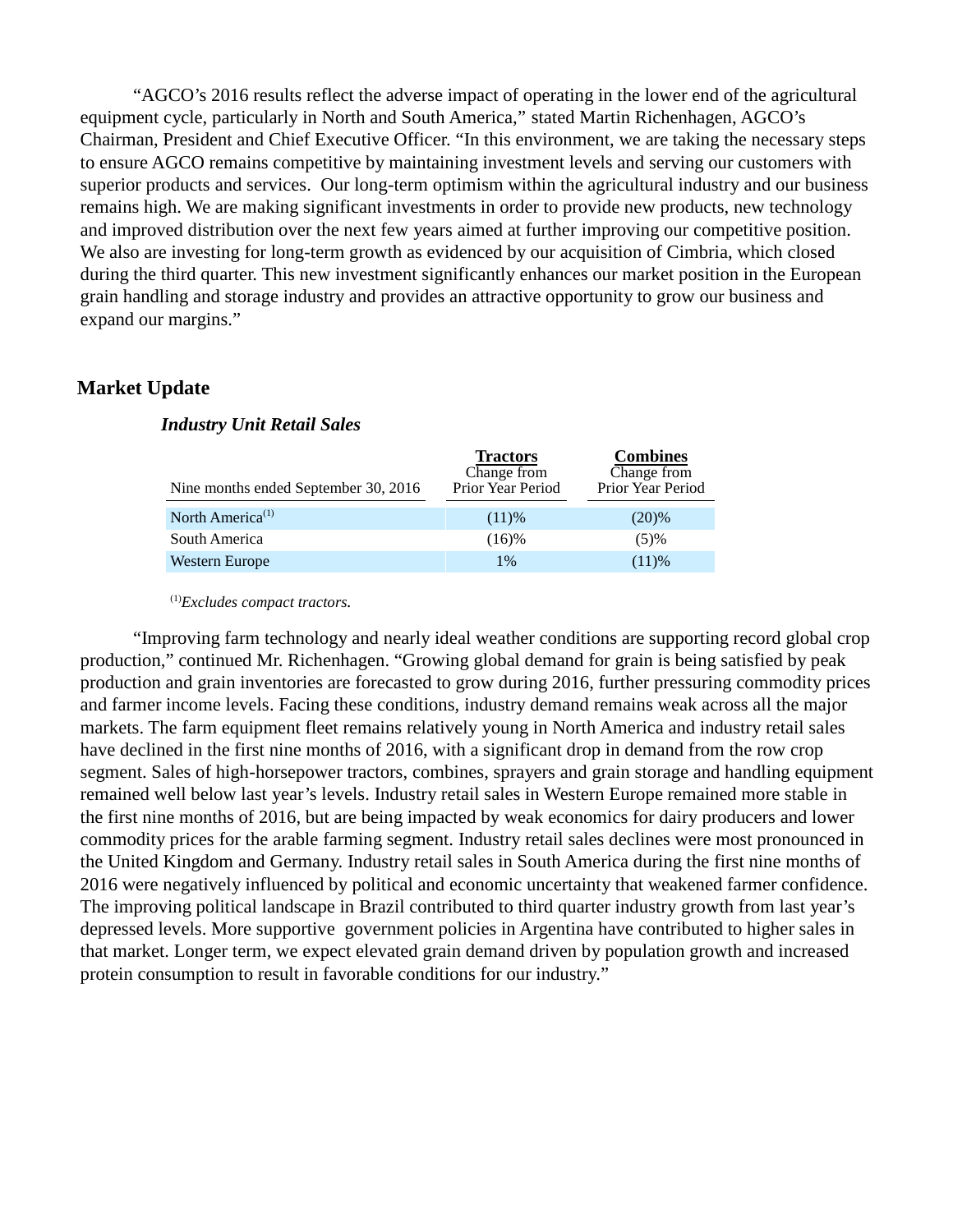"AGCO's 2016 results reflect the adverse impact of operating in the lower end of the agricultural equipment cycle, particularly in North and South America," stated Martin Richenhagen, AGCO's Chairman, President and Chief Executive Officer. "In this environment, we are taking the necessary steps to ensure AGCO remains competitive by maintaining investment levels and serving our customers with superior products and services. Our long-term optimism within the agricultural industry and our business remains high. We are making significant investments in order to provide new products, new technology and improved distribution over the next few years aimed at further improving our competitive position. We also are investing for long-term growth as evidenced by our acquisition of Cimbria, which closed during the third quarter. This new investment significantly enhances our market position in the European grain handling and storage industry and provides an attractive opportunity to grow our business and expand our margins."

## Market Update

### *Industry Unit Retail Sales*

| Nine months ended September 30, 2016 | Tractors<br>Change from Prior Year Period | Combines<br>Change from Prior Year Period |
|---|---|---|
| North America[1] | (11)% | (20)% |
| South America | (16)% | (5)% |
| Western Europe | 1% | (11)% |

[1] *Excludes compact tractors.*

"Improving farm technology and nearly ideal weather conditions are supporting record global crop production," continued Mr. Richenhagen. "Growing global demand for grain is being satisfied by peak production and grain inventories are forecasted to grow during 2016, further pressuring commodity prices and farmer income levels. Facing these conditions, industry demand remains weak across all the major markets. The farm equipment fleet remains relatively young in North America and industry retail sales have declined in the first nine months of 2016, with a significant drop in demand from the row crop segment. Sales of high-horsepower tractors, combines, sprayers and grain storage and handling equipment remained well below last year's levels. Industry retail sales in Western Europe remained more stable in the first nine months of 2016, but are being impacted by weak economics for dairy producers and lower commodity prices for the arable farming segment. Industry retail sales declines were most pronounced in the United Kingdom and Germany. Industry retail sales in South America during the first nine months of 2016 were negatively influenced by political and economic uncertainty that weakened farmer confidence. The improving political landscape in Brazil contributed to third quarter industry growth from last year's depressed levels. More supportive government policies in Argentina have contributed to higher sales in that market. Longer term, we expect elevated grain demand driven by population growth and increased protein consumption to result in favorable conditions for our industry."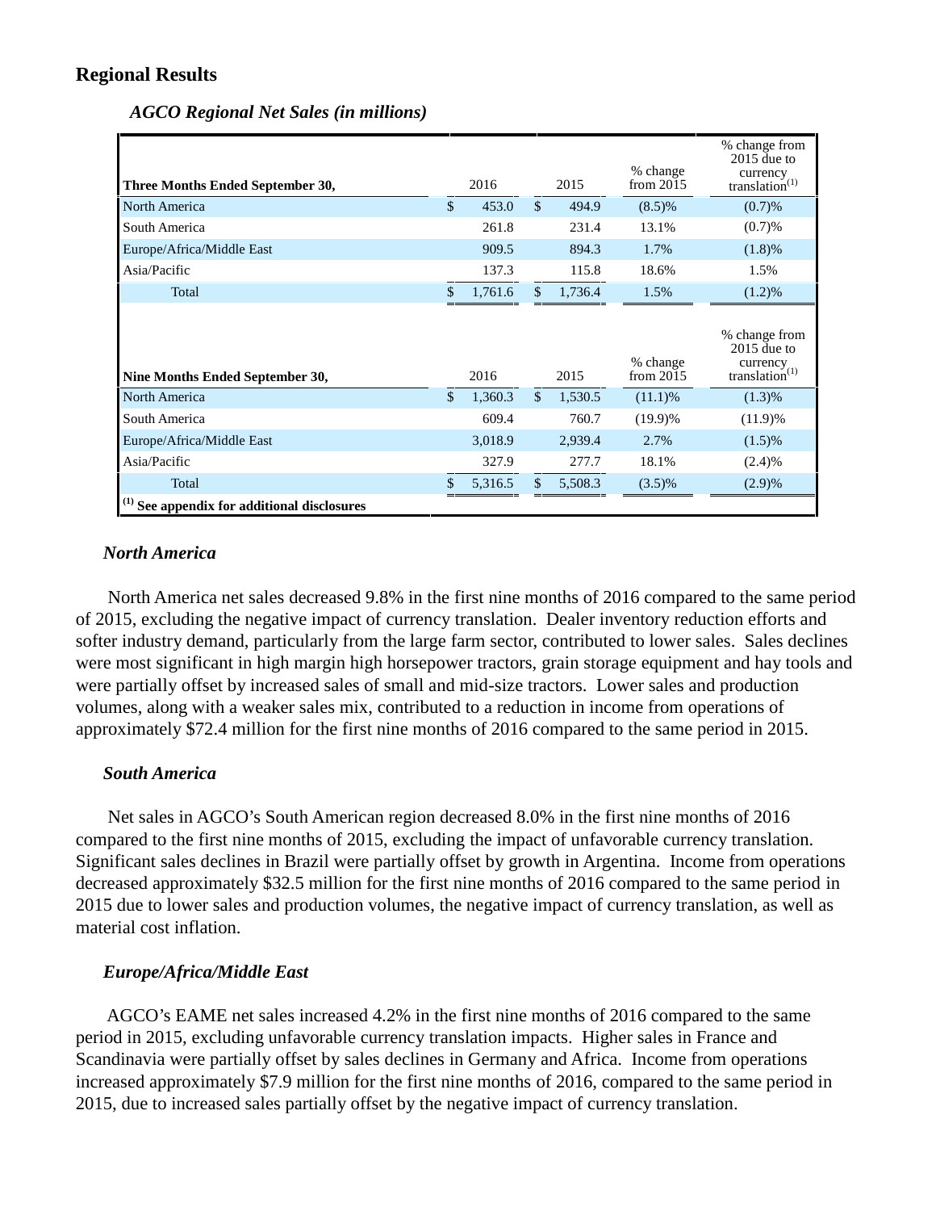## Regional Results

*AGCO Regional Net Sales (in millions)*

| Three Months Ended September 30, | 2016 | 2015 | % change from 2015 | % change from 2015 due to currency translation[1] |
|---|---|---|---|---|
| North America | $ 453.0 | $ 494.9 | (8.5)% | (0.7)% |
| South America | 261.8 | 231.4 | 13.1% | (0.7)% |
| Europe/Africa/Middle East | 909.5 | 894.3 | 1.7% | (1.8)% |
| Asia/Pacific | 137.3 | 115.8 | 18.6% | 1.5% |
| Total | $ 1,761.6 | $ 1,736.4 | 1.5% | (1.2)% |
| **Nine Months Ended September 30,** | **2016** | **2015** | **% change from 2015** | **% change from 2015 due to currency translation[1]** |
| North America | $ 1,360.3 | $ 1,530.5 | (11.1)% | (1.3)% |
| South America | 609.4 | 760.7 | (19.9)% | (11.9)% |
| Europe/Africa/Middle East | 3,018.9 | 2,939.4 | 2.7% | (1.5)% |
| Asia/Pacific | 327.9 | 277.7 | 18.1% | (2.4)% |
| Total | $ 5,316.5 | $ 5,508.3 | (3.5)% | (2.9)% |

**[1] See appendix for additional disclosures**

### *North America*

North America net sales decreased 9.8% in the first nine months of 2016 compared to the same period of 2015, excluding the negative impact of currency translation. Dealer inventory reduction efforts and softer industry demand, particularly from the large farm sector, contributed to lower sales. Sales declines were most significant in high margin high horsepower tractors, grain storage equipment and hay tools and were partially offset by increased sales of small and mid-size tractors. Lower sales and production volumes, along with a weaker sales mix, contributed to a reduction in income from operations of approximately $72.4 million for the first nine months of 2016 compared to the same period in 2015.

### *South America*

Net sales in AGCO's South American region decreased 8.0% in the first nine months of 2016 compared to the first nine months of 2015, excluding the impact of unfavorable currency translation. Significant sales declines in Brazil were partially offset by growth in Argentina. Income from operations decreased approximately $32.5 million for the first nine months of 2016 compared to the same period in 2015 due to lower sales and production volumes, the negative impact of currency translation, as well as material cost inflation.

### *Europe/Africa/Middle East*

AGCO's EAME net sales increased 4.2% in the first nine months of 2016 compared to the same period in 2015, excluding unfavorable currency translation impacts. Higher sales in France and Scandinavia were partially offset by sales declines in Germany and Africa. Income from operations increased approximately $7.9 million for the first nine months of 2016, compared to the same period in 2015, due to increased sales partially offset by the negative impact of currency translation.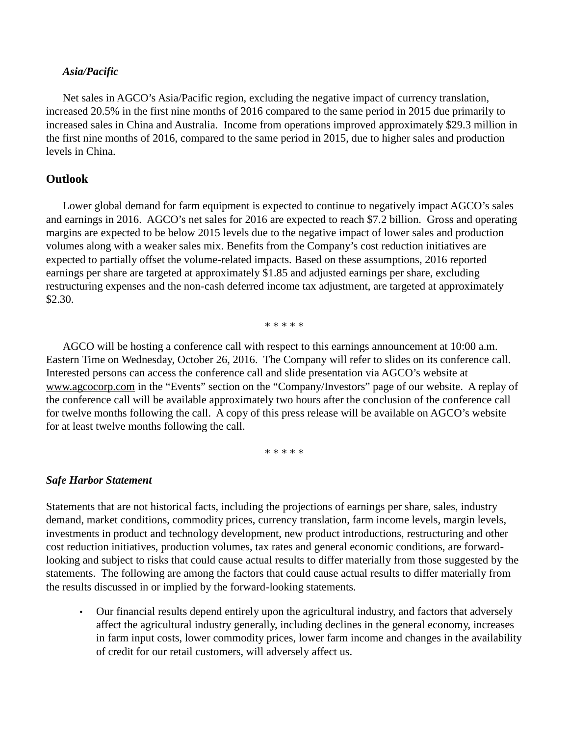*Asia/Pacific*

Net sales in AGCO's Asia/Pacific region, excluding the negative impact of currency translation, increased 20.5% in the first nine months of 2016 compared to the same period in 2015 due primarily to increased sales in China and Australia. Income from operations improved approximately $29.3 million in the first nine months of 2016, compared to the same period in 2015, due to higher sales and production levels in China.

## Outlook

Lower global demand for farm equipment is expected to continue to negatively impact AGCO's sales and earnings in 2016. AGCO's net sales for 2016 are expected to reach $7.2 billion. Gross and operating margins are expected to be below 2015 levels due to the negative impact of lower sales and production volumes along with a weaker sales mix. Benefits from the Company's cost reduction initiatives are expected to partially offset the volume-related impacts. Based on these assumptions, 2016 reported earnings per share are targeted at approximately $1.85 and adjusted earnings per share, excluding restructuring expenses and the non-cash deferred income tax adjustment, are targeted at approximately $2.30.

\* \* \* \* \*

AGCO will be hosting a conference call with respect to this earnings announcement at 10:00 a.m. Eastern Time on Wednesday, October 26, 2016. The Company will refer to slides on its conference call. Interested persons can access the conference call and slide presentation via AGCO's website at www.agcocorp.com in the "Events" section on the "Company/Investors" page of our website. A replay of the conference call will be available approximately two hours after the conclusion of the conference call for twelve months following the call. A copy of this press release will be available on AGCO's website for at least twelve months following the call.

\* \* \* \* \*

***Safe Harbor Statement***

Statements that are not historical facts, including the projections of earnings per share, sales, industry demand, market conditions, commodity prices, currency translation, farm income levels, margin levels, investments in product and technology development, new product introductions, restructuring and other cost reduction initiatives, production volumes, tax rates and general economic conditions, are forward-looking and subject to risks that could cause actual results to differ materially from those suggested by the statements. The following are among the factors that could cause actual results to differ materially from the results discussed in or implied by the forward-looking statements.

- Our financial results depend entirely upon the agricultural industry, and factors that adversely affect the agricultural industry generally, including declines in the general economy, increases in farm input costs, lower commodity prices, lower farm income and changes in the availability of credit for our retail customers, will adversely affect us.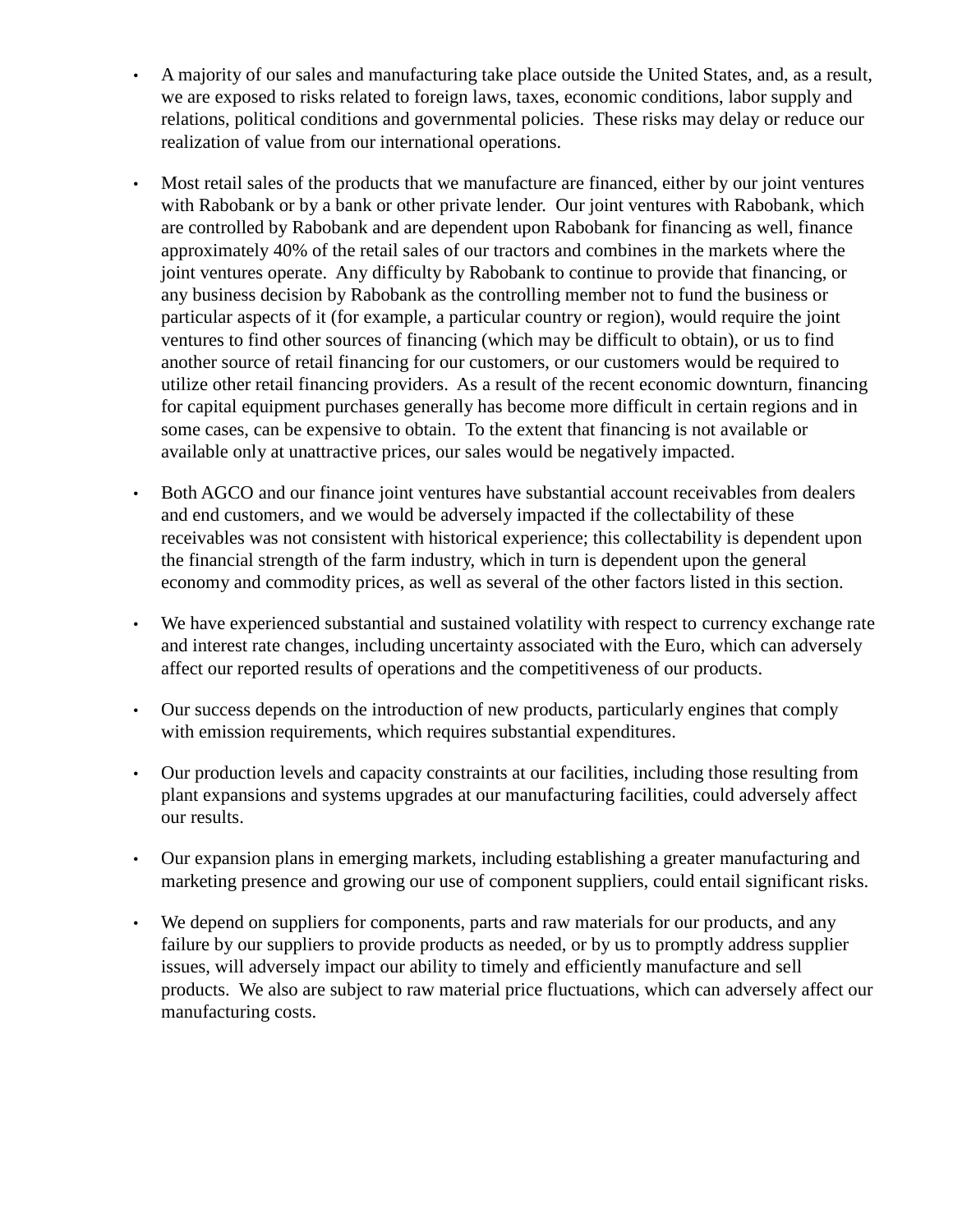- A majority of our sales and manufacturing take place outside the United States, and, as a result, we are exposed to risks related to foreign laws, taxes, economic conditions, labor supply and relations, political conditions and governmental policies. These risks may delay or reduce our realization of value from our international operations.

- Most retail sales of the products that we manufacture are financed, either by our joint ventures with Rabobank or by a bank or other private lender. Our joint ventures with Rabobank, which are controlled by Rabobank and are dependent upon Rabobank for financing as well, finance approximately 40% of the retail sales of our tractors and combines in the markets where the joint ventures operate. Any difficulty by Rabobank to continue to provide that financing, or any business decision by Rabobank as the controlling member not to fund the business or particular aspects of it (for example, a particular country or region), would require the joint ventures to find other sources of financing (which may be difficult to obtain), or us to find another source of retail financing for our customers, or our customers would be required to utilize other retail financing providers. As a result of the recent economic downturn, financing for capital equipment purchases generally has become more difficult in certain regions and in some cases, can be expensive to obtain. To the extent that financing is not available or available only at unattractive prices, our sales would be negatively impacted.

- Both AGCO and our finance joint ventures have substantial account receivables from dealers and end customers, and we would be adversely impacted if the collectability of these receivables was not consistent with historical experience; this collectability is dependent upon the financial strength of the farm industry, which in turn is dependent upon the general economy and commodity prices, as well as several of the other factors listed in this section.

- We have experienced substantial and sustained volatility with respect to currency exchange rate and interest rate changes, including uncertainty associated with the Euro, which can adversely affect our reported results of operations and the competitiveness of our products.

- Our success depends on the introduction of new products, particularly engines that comply with emission requirements, which requires substantial expenditures.

- Our production levels and capacity constraints at our facilities, including those resulting from plant expansions and systems upgrades at our manufacturing facilities, could adversely affect our results.

- Our expansion plans in emerging markets, including establishing a greater manufacturing and marketing presence and growing our use of component suppliers, could entail significant risks.

- We depend on suppliers for components, parts and raw materials for our products, and any failure by our suppliers to provide products as needed, or by us to promptly address supplier issues, will adversely impact our ability to timely and efficiently manufacture and sell products. We also are subject to raw material price fluctuations, which can adversely affect our manufacturing costs.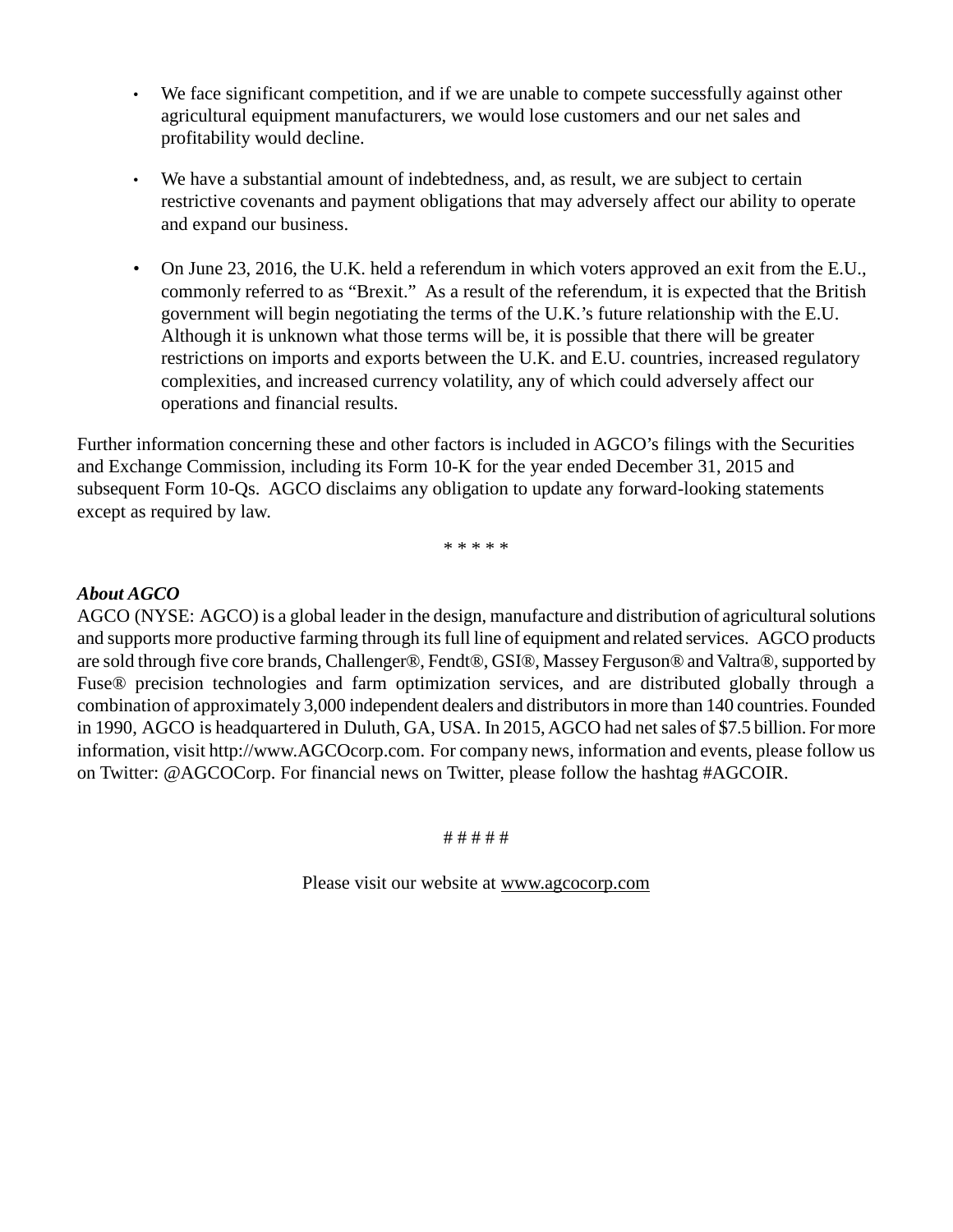- We face significant competition, and if we are unable to compete successfully against other agricultural equipment manufacturers, we would lose customers and our net sales and profitability would decline.
- We have a substantial amount of indebtedness, and, as result, we are subject to certain restrictive covenants and payment obligations that may adversely affect our ability to operate and expand our business.
- On June 23, 2016, the U.K. held a referendum in which voters approved an exit from the E.U., commonly referred to as "Brexit." As a result of the referendum, it is expected that the British government will begin negotiating the terms of the U.K.'s future relationship with the E.U. Although it is unknown what those terms will be, it is possible that there will be greater restrictions on imports and exports between the U.K. and E.U. countries, increased regulatory complexities, and increased currency volatility, any of which could adversely affect our operations and financial results.

Further information concerning these and other factors is included in AGCO's filings with the Securities and Exchange Commission, including its Form 10-K for the year ended December 31, 2015 and subsequent Form 10-Qs. AGCO disclaims any obligation to update any forward-looking statements except as required by law.

\* \* \* \* \*

***About AGCO***

AGCO (NYSE: AGCO) is a global leader in the design, manufacture and distribution of agricultural solutions and supports more productive farming through its full line of equipment and related services. AGCO products are sold through five core brands, Challenger®, Fendt®, GSI®, Massey Ferguson® and Valtra®, supported by Fuse® precision technologies and farm optimization services, and are distributed globally through a combination of approximately 3,000 independent dealers and distributors in more than 140 countries. Founded in 1990, AGCO is headquartered in Duluth, GA, USA. In 2015, AGCO had net sales of $7.5 billion. For more information, visit http://www.AGCOcorp.com. For company news, information and events, please follow us on Twitter: @AGCOCorp. For financial news on Twitter, please follow the hashtag #AGCOIR.

# # # # #

Please visit our website at www.agcocorp.com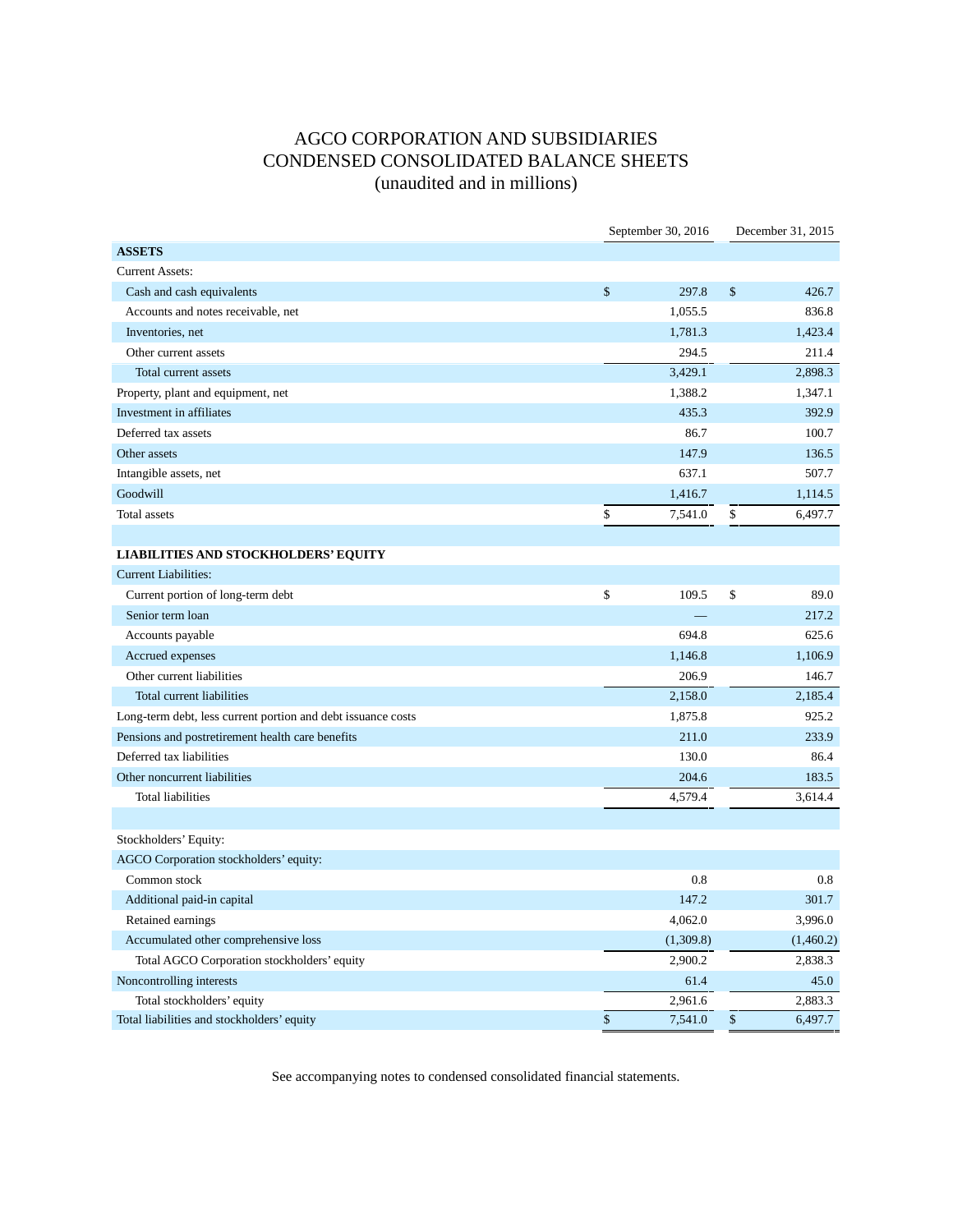# AGCO CORPORATION AND SUBSIDIARIES
# CONDENSED CONSOLIDATED BALANCE SHEETS
## (unaudited and in millions)

| | September 30, 2016 | December 31, 2015 |
|---|---|---|
| **ASSETS** | | |
| Current Assets: | | |
| Cash and cash equivalents | $ 297.8 | $ 426.7 |
| Accounts and notes receivable, net | 1,055.5 | 836.8 |
| Inventories, net | 1,781.3 | 1,423.4 |
| Other current assets | 294.5 | 211.4 |
| Total current assets | 3,429.1 | 2,898.3 |
| Property, plant and equipment, net | 1,388.2 | 1,347.1 |
| Investment in affiliates | 435.3 | 392.9 |
| Deferred tax assets | 86.7 | 100.7 |
| Other assets | 147.9 | 136.5 |
| Intangible assets, net | 637.1 | 507.7 |
| Goodwill | 1,416.7 | 1,114.5 |
| Total assets | $ 7,541.0 | $ 6,497.7 |
| | | |
| **LIABILITIES AND STOCKHOLDERS' EQUITY** | | |
| Current Liabilities: | | |
| Current portion of long-term debt | $ 109.5 | $ 89.0 |
| Senior term loan | — | 217.2 |
| Accounts payable | 694.8 | 625.6 |
| Accrued expenses | 1,146.8 | 1,106.9 |
| Other current liabilities | 206.9 | 146.7 |
| Total current liabilities | 2,158.0 | 2,185.4 |
| Long-term debt, less current portion and debt issuance costs | 1,875.8 | 925.2 |
| Pensions and postretirement health care benefits | 211.0 | 233.9 |
| Deferred tax liabilities | 130.0 | 86.4 |
| Other noncurrent liabilities | 204.6 | 183.5 |
| Total liabilities | 4,579.4 | 3,614.4 |
| | | |
| Stockholders' Equity: | | |
| AGCO Corporation stockholders' equity: | | |
| Common stock | 0.8 | 0.8 |
| Additional paid-in capital | 147.2 | 301.7 |
| Retained earnings | 4,062.0 | 3,996.0 |
| Accumulated other comprehensive loss | (1,309.8) | (1,460.2) |
| Total AGCO Corporation stockholders' equity | 2,900.2 | 2,838.3 |
| Noncontrolling interests | 61.4 | 45.0 |
| Total stockholders' equity | 2,961.6 | 2,883.3 |
| Total liabilities and stockholders' equity | $ 7,541.0 | $ 6,497.7 |

See accompanying notes to condensed consolidated financial statements.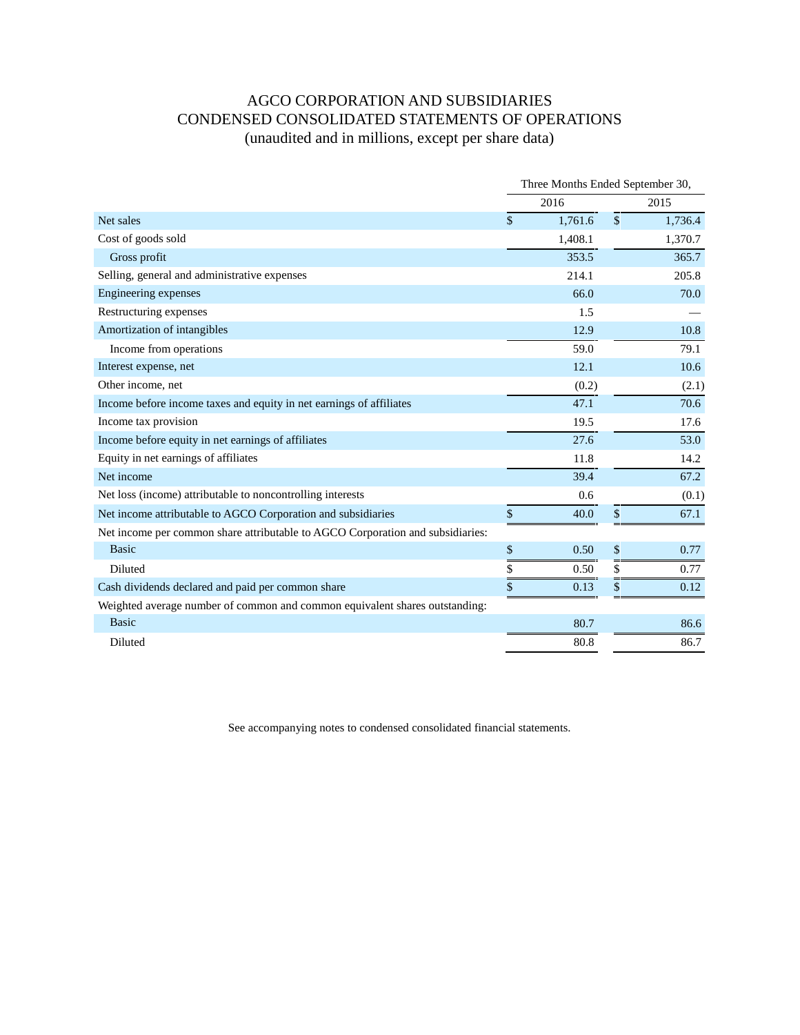# AGCO CORPORATION AND SUBSIDIARIES
## CONDENSED CONSOLIDATED STATEMENTS OF OPERATIONS
### (unaudited and in millions, except per share data)

| | Three Months Ended September 30, | |
|---|---|---|
| | 2016 | 2015 |
| Net sales | $ 1,761.6 | $ 1,736.4 |
| Cost of goods sold | 1,408.1 | 1,370.7 |
| Gross profit | 353.5 | 365.7 |
| Selling, general and administrative expenses | 214.1 | 205.8 |
| Engineering expenses | 66.0 | 70.0 |
| Restructuring expenses | 1.5 | — |
| Amortization of intangibles | 12.9 | 10.8 |
| Income from operations | 59.0 | 79.1 |
| Interest expense, net | 12.1 | 10.6 |
| Other income, net | (0.2) | (2.1) |
| Income before income taxes and equity in net earnings of affiliates | 47.1 | 70.6 |
| Income tax provision | 19.5 | 17.6 |
| Income before equity in net earnings of affiliates | 27.6 | 53.0 |
| Equity in net earnings of affiliates | 11.8 | 14.2 |
| Net income | 39.4 | 67.2 |
| Net loss (income) attributable to noncontrolling interests | 0.6 | (0.1) |
| Net income attributable to AGCO Corporation and subsidiaries | $ 40.0 | $ 67.1 |
| Net income per common share attributable to AGCO Corporation and subsidiaries: | | |
| Basic | $ 0.50 | $ 0.77 |
| Diluted | $ 0.50 | $ 0.77 |
| Cash dividends declared and paid per common share | $ 0.13 | $ 0.12 |
| Weighted average number of common and common equivalent shares outstanding: | | |
| Basic | 80.7 | 86.6 |
| Diluted | 80.8 | 86.7 |

See accompanying notes to condensed consolidated financial statements.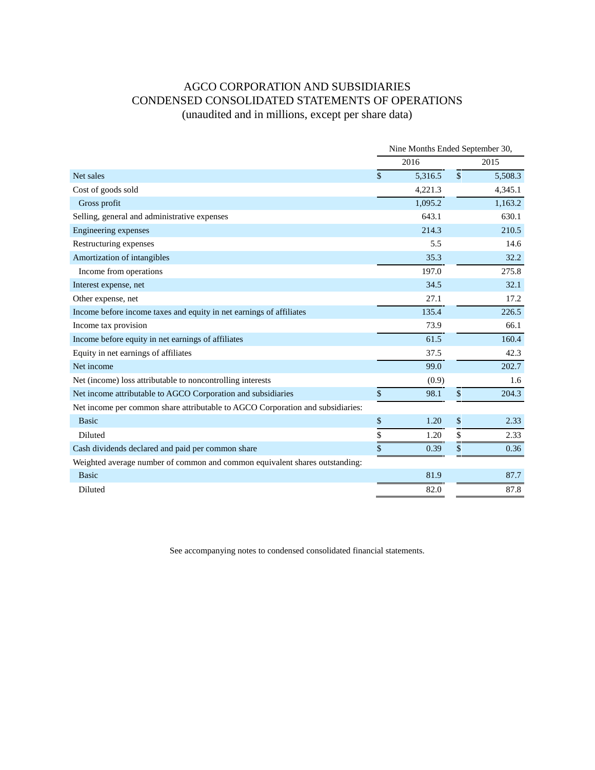# AGCO CORPORATION AND SUBSIDIARIES
# CONDENSED CONSOLIDATED STATEMENTS OF OPERATIONS
### (unaudited and in millions, except per share data)

| | Nine Months Ended September 30, | |
|---|---|---|
| | 2016 | 2015 |
| Net sales | $ 5,316.5 | $ 5,508.3 |
| Cost of goods sold | 4,221.3 | 4,345.1 |
| Gross profit | 1,095.2 | 1,163.2 |
| Selling, general and administrative expenses | 643.1 | 630.1 |
| Engineering expenses | 214.3 | 210.5 |
| Restructuring expenses | 5.5 | 14.6 |
| Amortization of intangibles | 35.3 | 32.2 |
| Income from operations | 197.0 | 275.8 |
| Interest expense, net | 34.5 | 32.1 |
| Other expense, net | 27.1 | 17.2 |
| Income before income taxes and equity in net earnings of affiliates | 135.4 | 226.5 |
| Income tax provision | 73.9 | 66.1 |
| Income before equity in net earnings of affiliates | 61.5 | 160.4 |
| Equity in net earnings of affiliates | 37.5 | 42.3 |
| Net income | 99.0 | 202.7 |
| Net (income) loss attributable to noncontrolling interests | (0.9) | 1.6 |
| Net income attributable to AGCO Corporation and subsidiaries | $ 98.1 | $ 204.3 |
| Net income per common share attributable to AGCO Corporation and subsidiaries: | | |
| Basic | $ 1.20 | $ 2.33 |
| Diluted | $ 1.20 | $ 2.33 |
| Cash dividends declared and paid per common share | $ 0.39 | $ 0.36 |
| Weighted average number of common and common equivalent shares outstanding: | | |
| Basic | 81.9 | 87.7 |
| Diluted | 82.0 | 87.8 |

See accompanying notes to condensed consolidated financial statements.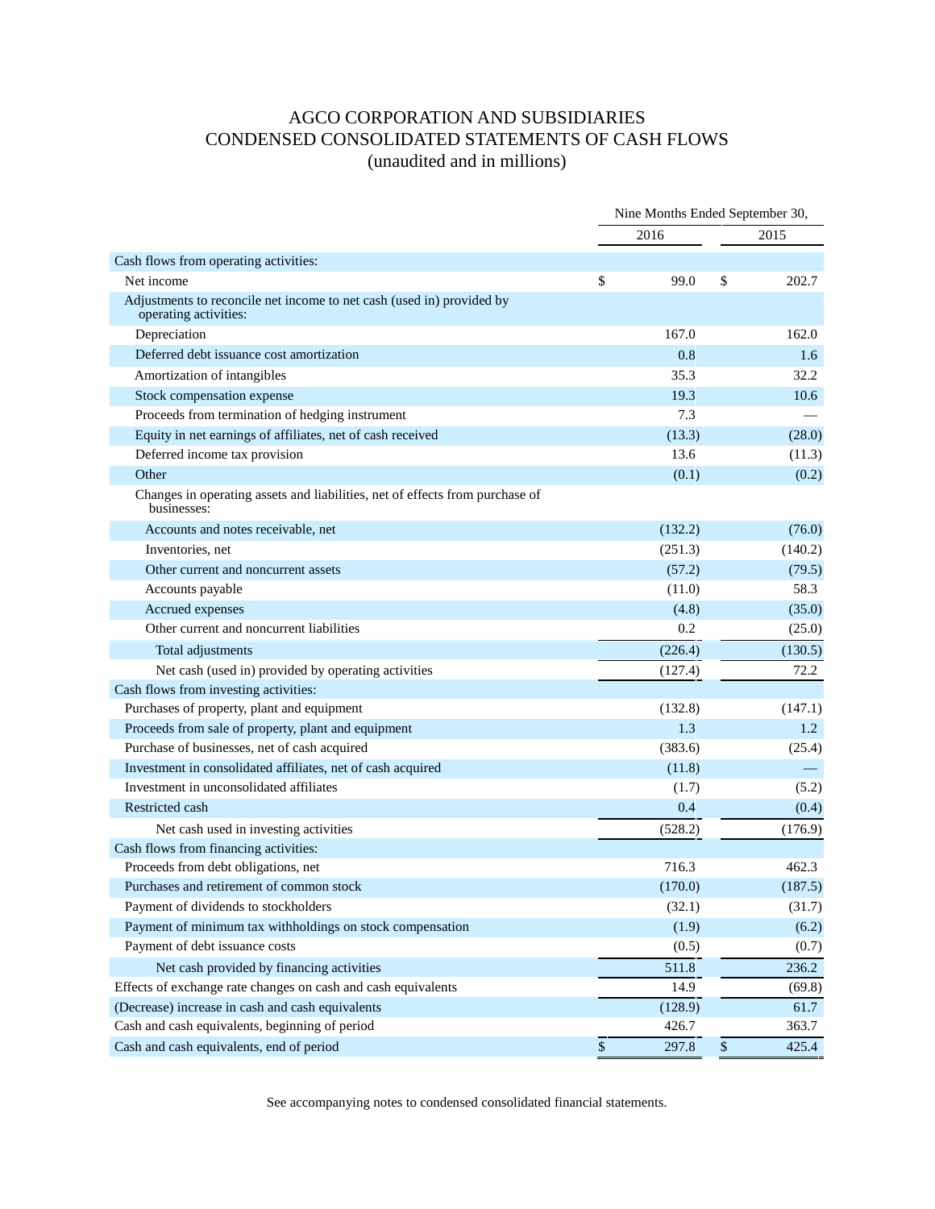# AGCO CORPORATION AND SUBSIDIARIES
# CONDENSED CONSOLIDATED STATEMENTS OF CASH FLOWS
## (unaudited and in millions)

| | Nine Months Ended September 30, | |
|---|---|---|
| | 2016 | 2015 |
| **Cash flows from operating activities:** | | |
| Net income | $ 99.0 | $ 202.7 |
| Adjustments to reconcile net income to net cash (used in) provided by operating activities: | | |
| Depreciation | 167.0 | 162.0 |
| Deferred debt issuance cost amortization | 0.8 | 1.6 |
| Amortization of intangibles | 35.3 | 32.2 |
| Stock compensation expense | 19.3 | 10.6 |
| Proceeds from termination of hedging instrument | 7.3 | — |
| Equity in net earnings of affiliates, net of cash received | (13.3) | (28.0) |
| Deferred income tax provision | 13.6 | (11.3) |
| Other | (0.1) | (0.2) |
| Changes in operating assets and liabilities, net of effects from purchase of businesses: | | |
| Accounts and notes receivable, net | (132.2) | (76.0) |
| Inventories, net | (251.3) | (140.2) |
| Other current and noncurrent assets | (57.2) | (79.5) |
| Accounts payable | (11.0) | 58.3 |
| Accrued expenses | (4.8) | (35.0) |
| Other current and noncurrent liabilities | 0.2 | (25.0) |
| Total adjustments | (226.4) | (130.5) |
| Net cash (used in) provided by operating activities | (127.4) | 72.2 |
| **Cash flows from investing activities:** | | |
| Purchases of property, plant and equipment | (132.8) | (147.1) |
| Proceeds from sale of property, plant and equipment | 1.3 | 1.2 |
| Purchase of businesses, net of cash acquired | (383.6) | (25.4) |
| Investment in consolidated affiliates, net of cash acquired | (11.8) | — |
| Investment in unconsolidated affiliates | (1.7) | (5.2) |
| Restricted cash | 0.4 | (0.4) |
| Net cash used in investing activities | (528.2) | (176.9) |
| **Cash flows from financing activities:** | | |
| Proceeds from debt obligations, net | 716.3 | 462.3 |
| Purchases and retirement of common stock | (170.0) | (187.5) |
| Payment of dividends to stockholders | (32.1) | (31.7) |
| Payment of minimum tax withholdings on stock compensation | (1.9) | (6.2) |
| Payment of debt issuance costs | (0.5) | (0.7) |
| Net cash provided by financing activities | 511.8 | 236.2 |
| Effects of exchange rate changes on cash and cash equivalents | 14.9 | (69.8) |
| (Decrease) increase in cash and cash equivalents | (128.9) | 61.7 |
| Cash and cash equivalents, beginning of period | 426.7 | 363.7 |
| Cash and cash equivalents, end of period | $ 297.8 | $ 425.4 |

See accompanying notes to condensed consolidated financial statements.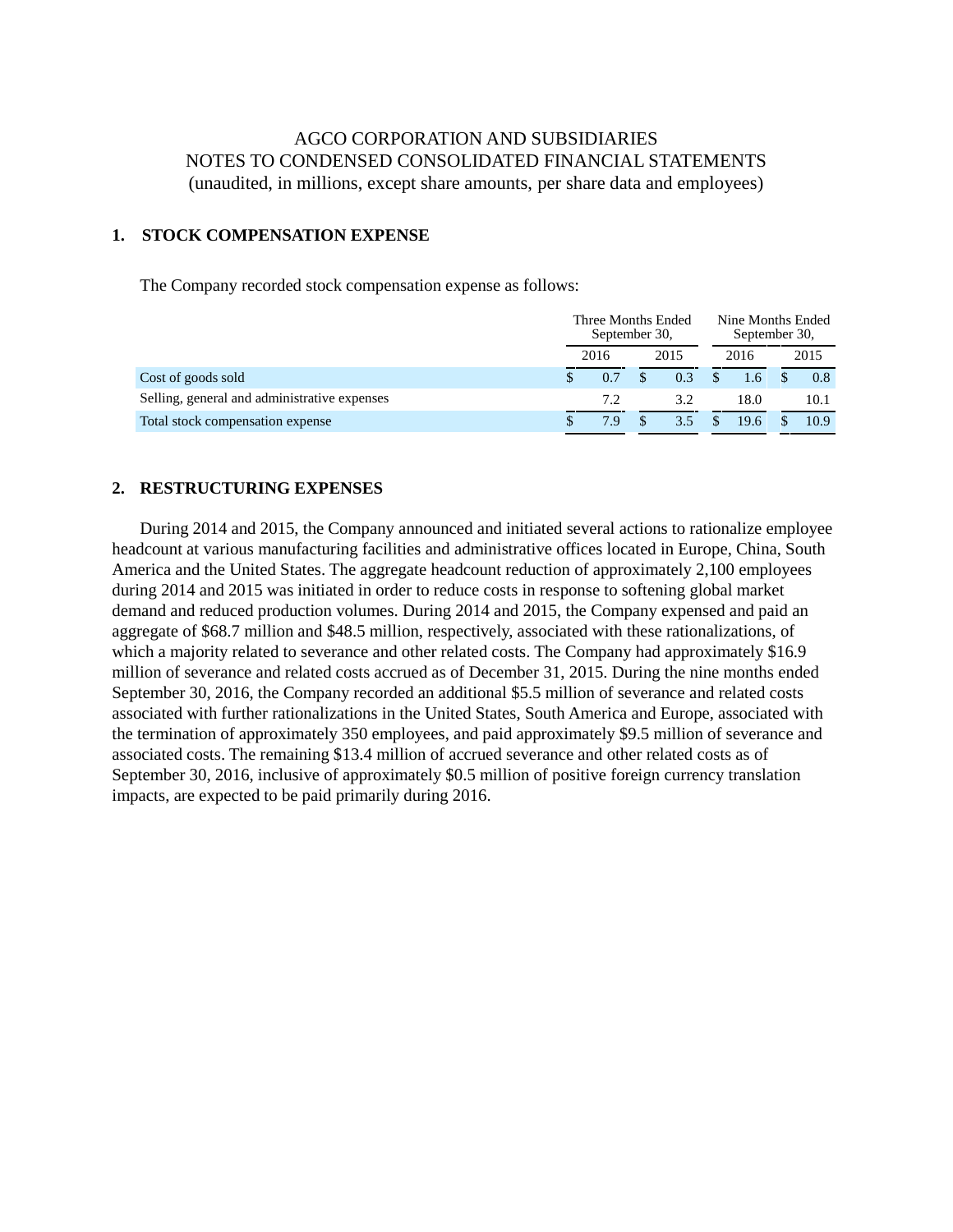AGCO CORPORATION AND SUBSIDIARIES
NOTES TO CONDENSED CONSOLIDATED FINANCIAL STATEMENTS
(unaudited, in millions, except share amounts, per share data and employees)

## 1. STOCK COMPENSATION EXPENSE

The Company recorded stock compensation expense as follows:

| | Three Months Ended September 30, | | Nine Months Ended September 30, | |
|---|---|---|---|---|
| | 2016 | 2015 | 2016 | 2015 |
| Cost of goods sold | $ 0.7 | $ 0.3 | $ 1.6 | $ 0.8 |
| Selling, general and administrative expenses | 7.2 | 3.2 | 18.0 | 10.1 |
| Total stock compensation expense | $ 7.9 | $ 3.5 | $ 19.6 | $ 10.9 |

## 2. RESTRUCTURING EXPENSES

During 2014 and 2015, the Company announced and initiated several actions to rationalize employee headcount at various manufacturing facilities and administrative offices located in Europe, China, South America and the United States. The aggregate headcount reduction of approximately 2,100 employees during 2014 and 2015 was initiated in order to reduce costs in response to softening global market demand and reduced production volumes. During 2014 and 2015, the Company expensed and paid an aggregate of $68.7 million and $48.5 million, respectively, associated with these rationalizations, of which a majority related to severance and other related costs. The Company had approximately $16.9 million of severance and related costs accrued as of December 31, 2015. During the nine months ended September 30, 2016, the Company recorded an additional $5.5 million of severance and related costs associated with further rationalizations in the United States, South America and Europe, associated with the termination of approximately 350 employees, and paid approximately $9.5 million of severance and associated costs. The remaining $13.4 million of accrued severance and other related costs as of September 30, 2016, inclusive of approximately $0.5 million of positive foreign currency translation impacts, are expected to be paid primarily during 2016.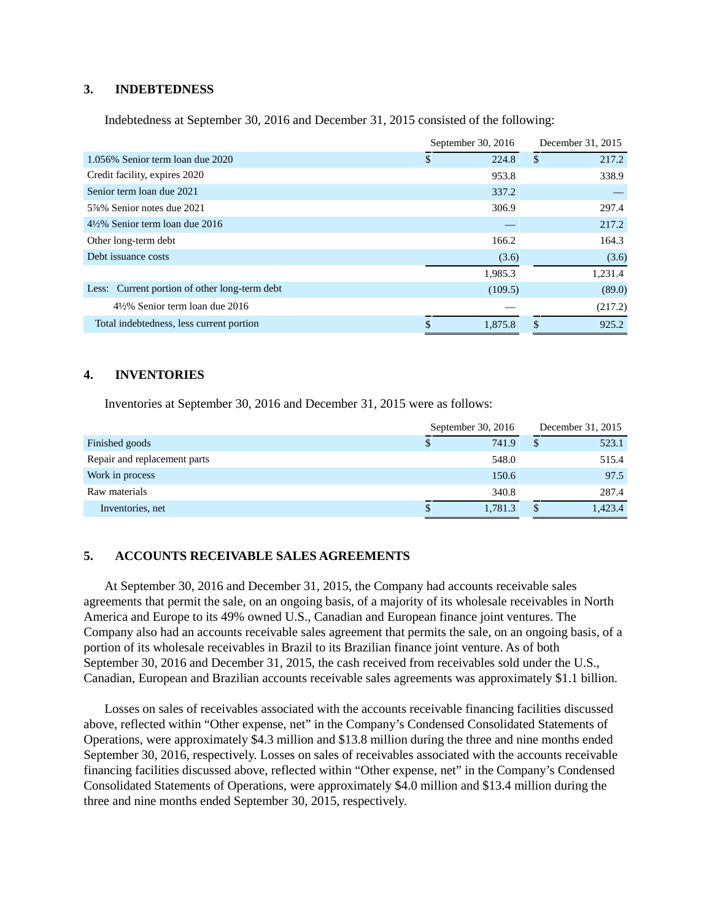### 3. INDEBTEDNESS

Indebtedness at September 30, 2016 and December 31, 2015 consisted of the following:

| | September 30, 2016 | December 31, 2015 |
|---|---|---|
| 1.056% Senior term loan due 2020 | $ 224.8 | $ 217.2 |
| Credit facility, expires 2020 | 953.8 | 338.9 |
| Senior term loan due 2021 | 337.2 | — |
| 5⅞% Senior notes due 2021 | 306.9 | 297.4 |
| 4½% Senior term loan due 2016 | — | 217.2 |
| Other long-term debt | 166.2 | 164.3 |
| Debt issuance costs | (3.6) | (3.6) |
| | 1,985.3 | 1,231.4 |
| Less: Current portion of other long-term debt | (109.5) | (89.0) |
| 4½% Senior term loan due 2016 | — | (217.2) |
| Total indebtedness, less current portion | $ 1,875.8 | $ 925.2 |

### 4. INVENTORIES

Inventories at September 30, 2016 and December 31, 2015 were as follows:

| | September 30, 2016 | December 31, 2015 |
|---|---|---|
| Finished goods | $ 741.9 | $ 523.1 |
| Repair and replacement parts | 548.0 | 515.4 |
| Work in process | 150.6 | 97.5 |
| Raw materials | 340.8 | 287.4 |
| Inventories, net | $ 1,781.3 | $ 1,423.4 |

### 5. ACCOUNTS RECEIVABLE SALES AGREEMENTS

At September 30, 2016 and December 31, 2015, the Company had accounts receivable sales agreements that permit the sale, on an ongoing basis, of a majority of its wholesale receivables in North America and Europe to its 49% owned U.S., Canadian and European finance joint ventures. The Company also had an accounts receivable sales agreement that permits the sale, on an ongoing basis, of a portion of its wholesale receivables in Brazil to its Brazilian finance joint venture. As of both September 30, 2016 and December 31, 2015, the cash received from receivables sold under the U.S., Canadian, European and Brazilian accounts receivable sales agreements was approximately $1.1 billion.

Losses on sales of receivables associated with the accounts receivable financing facilities discussed above, reflected within "Other expense, net" in the Company's Condensed Consolidated Statements of Operations, were approximately $4.3 million and $13.8 million during the three and nine months ended September 30, 2016, respectively. Losses on sales of receivables associated with the accounts receivable financing facilities discussed above, reflected within "Other expense, net" in the Company's Condensed Consolidated Statements of Operations, were approximately $4.0 million and $13.4 million during the three and nine months ended September 30, 2015, respectively.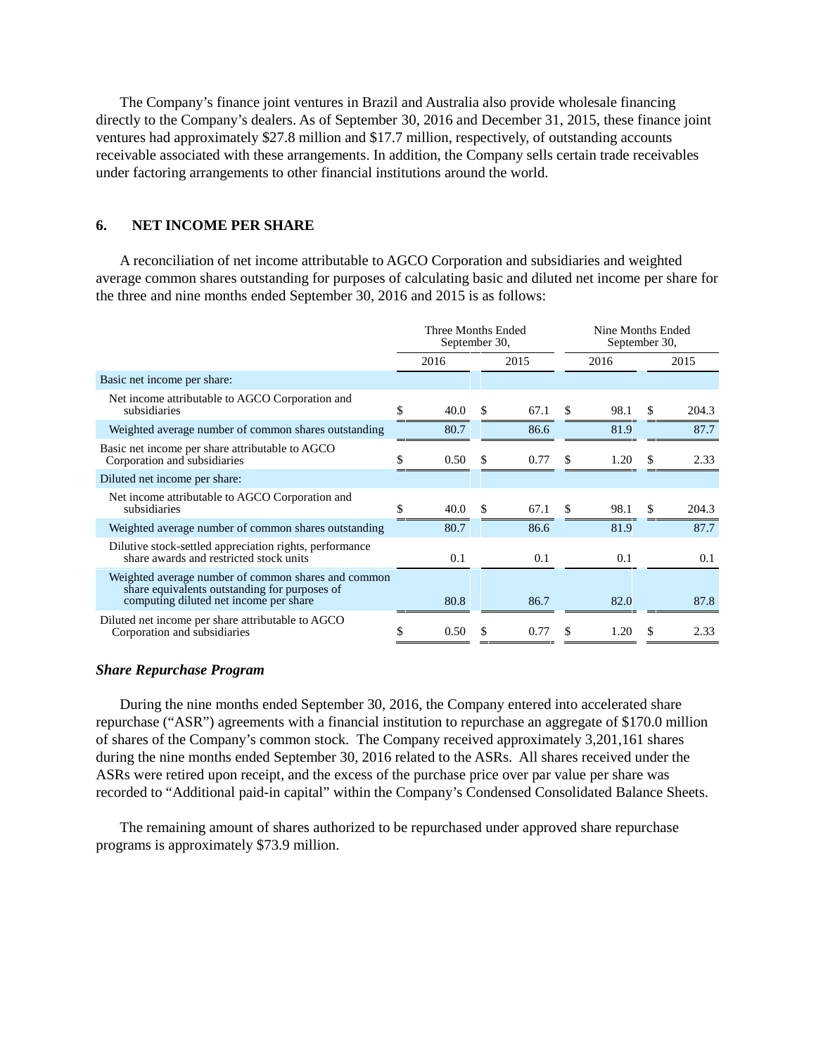The Company's finance joint ventures in Brazil and Australia also provide wholesale financing directly to the Company's dealers. As of September 30, 2016 and December 31, 2015, these finance joint ventures had approximately $27.8 million and $17.7 million, respectively, of outstanding accounts receivable associated with these arrangements. In addition, the Company sells certain trade receivables under factoring arrangements to other financial institutions around the world.

## 6. NET INCOME PER SHARE

A reconciliation of net income attributable to AGCO Corporation and subsidiaries and weighted average common shares outstanding for purposes of calculating basic and diluted net income per share for the three and nine months ended September 30, 2016 and 2015 is as follows:

| | Three Months Ended September 30, | | Nine Months Ended September 30, | |
|---|---|---|---|---|
| | 2016 | 2015 | 2016 | 2015 |
| Basic net income per share: | | | | |
| Net income attributable to AGCO Corporation and subsidiaries | $ 40.0 | $ 67.1 | $ 98.1 | $ 204.3 |
| Weighted average number of common shares outstanding | 80.7 | 86.6 | 81.9 | 87.7 |
| Basic net income per share attributable to AGCO Corporation and subsidiaries | $ 0.50 | $ 0.77 | $ 1.20 | $ 2.33 |
| Diluted net income per share: | | | | |
| Net income attributable to AGCO Corporation and subsidiaries | $ 40.0 | $ 67.1 | $ 98.1 | $ 204.3 |
| Weighted average number of common shares outstanding | 80.7 | 86.6 | 81.9 | 87.7 |
| Dilutive stock-settled appreciation rights, performance share awards and restricted stock units | 0.1 | 0.1 | 0.1 | 0.1 |
| Weighted average number of common shares and common share equivalents outstanding for purposes of computing diluted net income per share | 80.8 | 86.7 | 82.0 | 87.8 |
| Diluted net income per share attributable to AGCO Corporation and subsidiaries | $ 0.50 | $ 0.77 | $ 1.20 | $ 2.33 |

***Share Repurchase Program***

During the nine months ended September 30, 2016, the Company entered into accelerated share repurchase ("ASR") agreements with a financial institution to repurchase an aggregate of $170.0 million of shares of the Company's common stock. The Company received approximately 3,201,161 shares during the nine months ended September 30, 2016 related to the ASRs. All shares received under the ASRs were retired upon receipt, and the excess of the purchase price over par value per share was recorded to "Additional paid-in capital" within the Company's Condensed Consolidated Balance Sheets.

The remaining amount of shares authorized to be repurchased under approved share repurchase programs is approximately $73.9 million.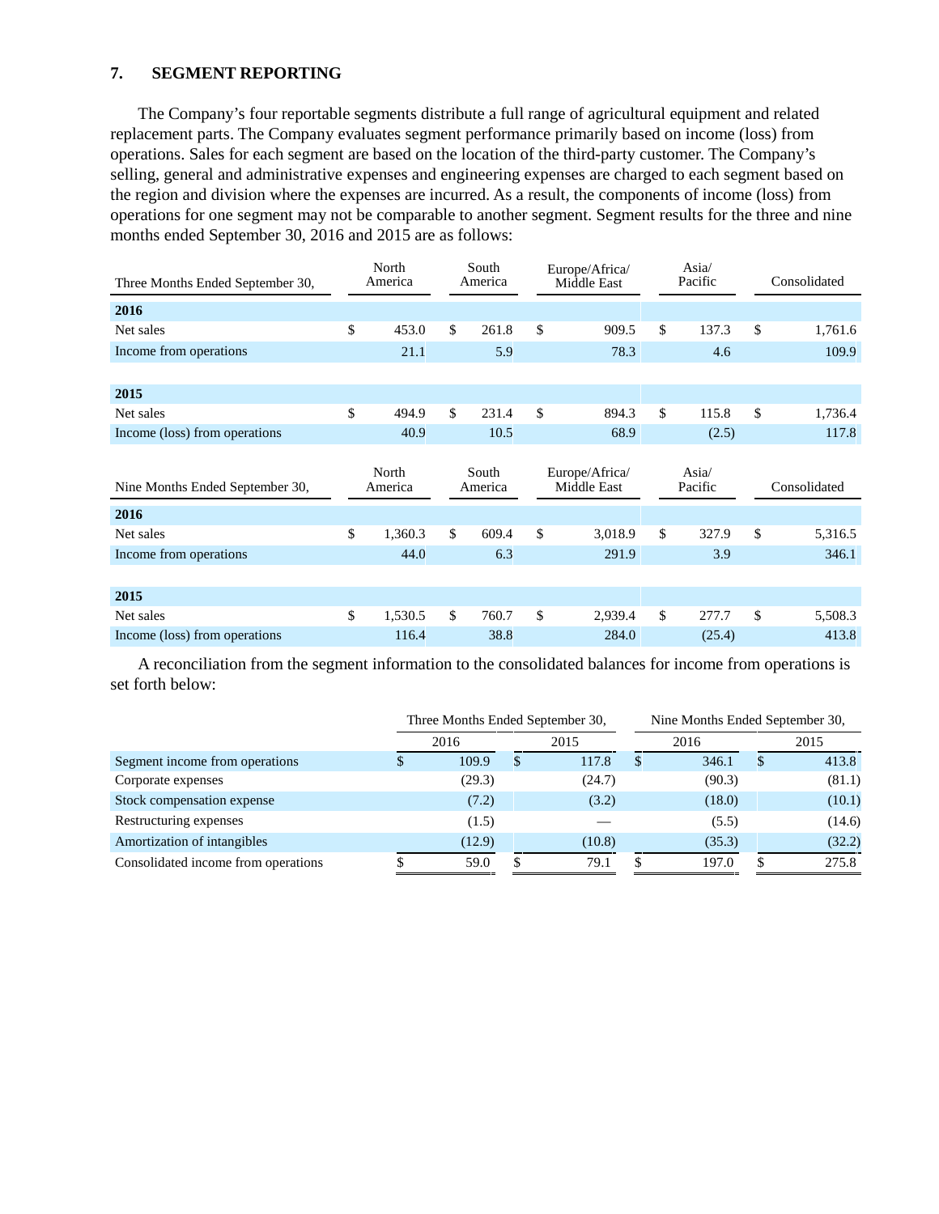### 7. SEGMENT REPORTING

The Company's four reportable segments distribute a full range of agricultural equipment and related replacement parts. The Company evaluates segment performance primarily based on income (loss) from operations. Sales for each segment are based on the location of the third-party customer. The Company's selling, general and administrative expenses and engineering expenses are charged to each segment based on the region and division where the expenses are incurred. As a result, the components of income (loss) from operations for one segment may not be comparable to another segment. Segment results for the three and nine months ended September 30, 2016 and 2015 are as follows:

| Three Months Ended September 30, | North America | South America | Europe/Africa/ Middle East | Asia/ Pacific | Consolidated |
|---|---|---|---|---|---|
| **2016** | | | | | |
| Net sales | $ 453.0 | $ 261.8 | $ 909.5 | $ 137.3 | $ 1,761.6 |
| Income from operations | 21.1 | 5.9 | 78.3 | 4.6 | 109.9 |
| **2015** | | | | | |
| Net sales | $ 494.9 | $ 231.4 | $ 894.3 | $ 115.8 | $ 1,736.4 |
| Income (loss) from operations | 40.9 | 10.5 | 68.9 | (2.5) | 117.8 |

| Nine Months Ended September 30, | North America | South America | Europe/Africa/ Middle East | Asia/ Pacific | Consolidated |
|---|---|---|---|---|---|
| **2016** | | | | | |
| Net sales | $ 1,360.3 | $ 609.4 | $ 3,018.9 | $ 327.9 | $ 5,316.5 |
| Income from operations | 44.0 | 6.3 | 291.9 | 3.9 | 346.1 |
| **2015** | | | | | |
| Net sales | $ 1,530.5 | $ 760.7 | $ 2,939.4 | $ 277.7 | $ 5,508.3 |
| Income (loss) from operations | 116.4 | 38.8 | 284.0 | (25.4) | 413.8 |

A reconciliation from the segment information to the consolidated balances for income from operations is set forth below:

| | Three Months Ended September 30, | | Nine Months Ended September 30, | |
|---|---|---|---|---|
| | 2016 | 2015 | 2016 | 2015 |
| Segment income from operations | $ 109.9 | $ 117.8 | $ 346.1 | $ 413.8 |
| Corporate expenses | (29.3) | (24.7) | (90.3) | (81.1) |
| Stock compensation expense | (7.2) | (3.2) | (18.0) | (10.1) |
| Restructuring expenses | (1.5) | — | (5.5) | (14.6) |
| Amortization of intangibles | (12.9) | (10.8) | (35.3) | (32.2) |
| Consolidated income from operations | $ 59.0 | $ 79.1 | $ 197.0 | $ 275.8 |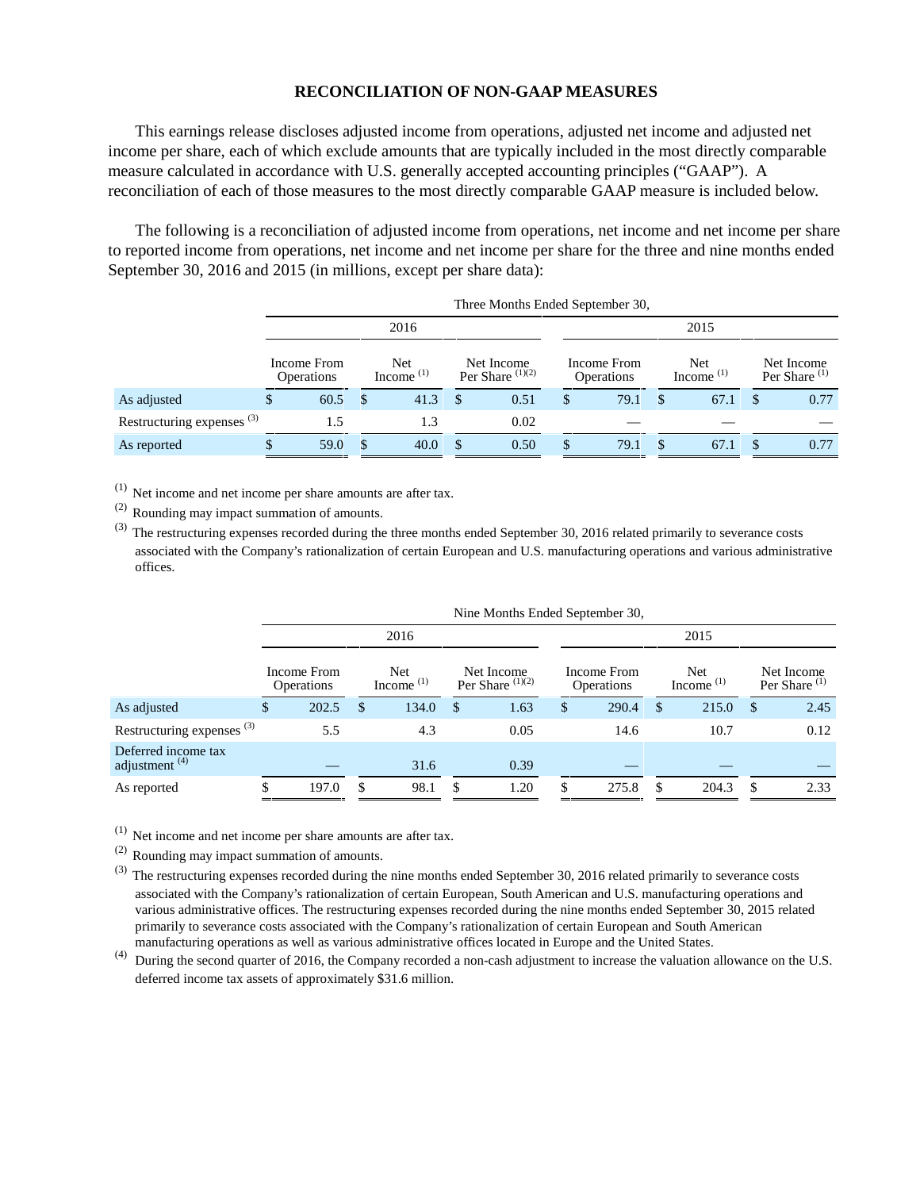# RECONCILIATION OF NON-GAAP MEASURES

This earnings release discloses adjusted income from operations, adjusted net income and adjusted net income per share, each of which exclude amounts that are typically included in the most directly comparable measure calculated in accordance with U.S. generally accepted accounting principles ("GAAP"). A reconciliation of each of those measures to the most directly comparable GAAP measure is included below.

The following is a reconciliation of adjusted income from operations, net income and net income per share to reported income from operations, net income and net income per share for the three and nine months ended September 30, 2016 and 2015 (in millions, except per share data):

| | Three Months Ended September 30, | | | | | |
|---|---|---|---|---|---|---|
| | 2016 | | | 2015 | | |
| | Income From Operations | Net Income [1] | Net Income Per Share [1][2] | Income From Operations | Net Income [1] | Net Income Per Share [1] |
| As adjusted | $ 60.5 | $ 41.3 | $ 0.51 | $ 79.1 | $ 67.1 | $ 0.77 |
| Restructuring expenses [3] | 1.5 | 1.3 | 0.02 | — | — | — |
| As reported | $ 59.0 | $ 40.0 | $ 0.50 | $ 79.1 | $ 67.1 | $ 0.77 |

[1] Net income and net income per share amounts are after tax.

[2] Rounding may impact summation of amounts.

[3] The restructuring expenses recorded during the three months ended September 30, 2016 related primarily to severance costs associated with the Company's rationalization of certain European and U.S. manufacturing operations and various administrative offices.

| | Nine Months Ended September 30, | | | | | |
|---|---|---|---|---|---|---|
| | 2016 | | | 2015 | | |
| | Income From Operations | Net Income [1] | Net Income Per Share [1][2] | Income From Operations | Net Income [1] | Net Income Per Share [1] |
| As adjusted | $ 202.5 | $ 134.0 | $ 1.63 | $ 290.4 | $ 215.0 | $ 2.45 |
| Restructuring expenses [3] | 5.5 | 4.3 | 0.05 | 14.6 | 10.7 | 0.12 |
| Deferred income tax adjustment [4] | — | 31.6 | 0.39 | — | — | — |
| As reported | $ 197.0 | $ 98.1 | $ 1.20 | $ 275.8 | $ 204.3 | $ 2.33 |

[1] Net income and net income per share amounts are after tax.

[2] Rounding may impact summation of amounts.

[3] The restructuring expenses recorded during the nine months ended September 30, 2016 related primarily to severance costs associated with the Company's rationalization of certain European, South American and U.S. manufacturing operations and various administrative offices. The restructuring expenses recorded during the nine months ended September 30, 2015 related primarily to severance costs associated with the Company's rationalization of certain European and South American manufacturing operations as well as various administrative offices located in Europe and the United States.

[4] During the second quarter of 2016, the Company recorded a non-cash adjustment to increase the valuation allowance on the U.S. deferred income tax assets of approximately $31.6 million.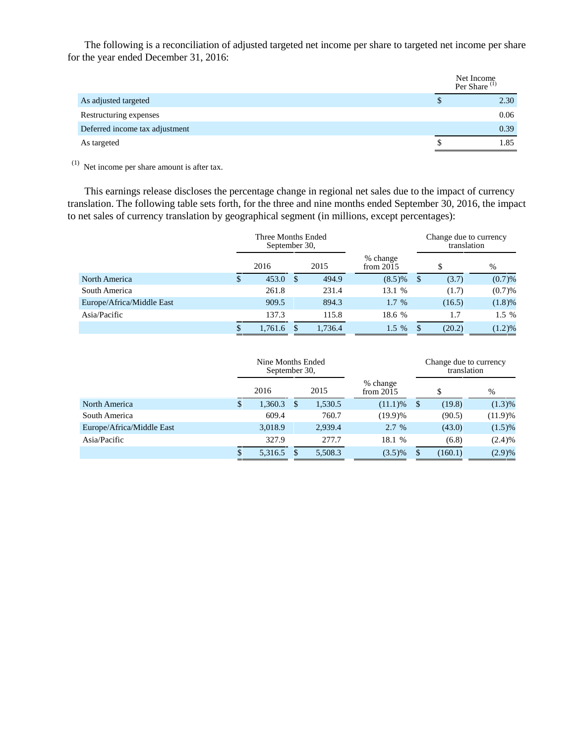The following is a reconciliation of adjusted targeted net income per share to targeted net income per share for the year ended December 31, 2016:

| | Net Income Per Share [(1)] |
|---|---|
| As adjusted targeted | $ 2.30 |
| Restructuring expenses | 0.06 |
| Deferred income tax adjustment | 0.39 |
| As targeted | $ 1.85 |

(1) Net income per share amount is after tax.

This earnings release discloses the percentage change in regional net sales due to the impact of currency translation. The following table sets forth, for the three and nine months ended September 30, 2016, the impact to net sales of currency translation by geographical segment (in millions, except percentages):

| | Three Months Ended September 30, | | | Change due to currency translation | |
|---|---|---|---|---|---|
| | 2016 | 2015 | % change from 2015 | $ | % |
| North America | $ 453.0 | $ 494.9 | (8.5)% | $ (3.7) | (0.7)% |
| South America | 261.8 | 231.4 | 13.1 % | (1.7) | (0.7)% |
| Europe/Africa/Middle East | 909.5 | 894.3 | 1.7 % | (16.5) | (1.8)% |
| Asia/Pacific | 137.3 | 115.8 | 18.6 % | 1.7 | 1.5 % |
| | $ 1,761.6 | $ 1,736.4 | 1.5 % | $ (20.2) | (1.2)% |

| | Nine Months Ended September 30, | | | Change due to currency translation | |
|---|---|---|---|---|---|
| | 2016 | 2015 | % change from 2015 | $ | % |
| North America | $ 1,360.3 | $ 1,530.5 | (11.1)% | $ (19.8) | (1.3)% |
| South America | 609.4 | 760.7 | (19.9)% | (90.5) | (11.9)% |
| Europe/Africa/Middle East | 3,018.9 | 2,939.4 | 2.7 % | (43.0) | (1.5)% |
| Asia/Pacific | 327.9 | 277.7 | 18.1 % | (6.8) | (2.4)% |
| | $ 5,316.5 | $ 5,508.3 | (3.5)% | $ (160.1) | (2.9)% |